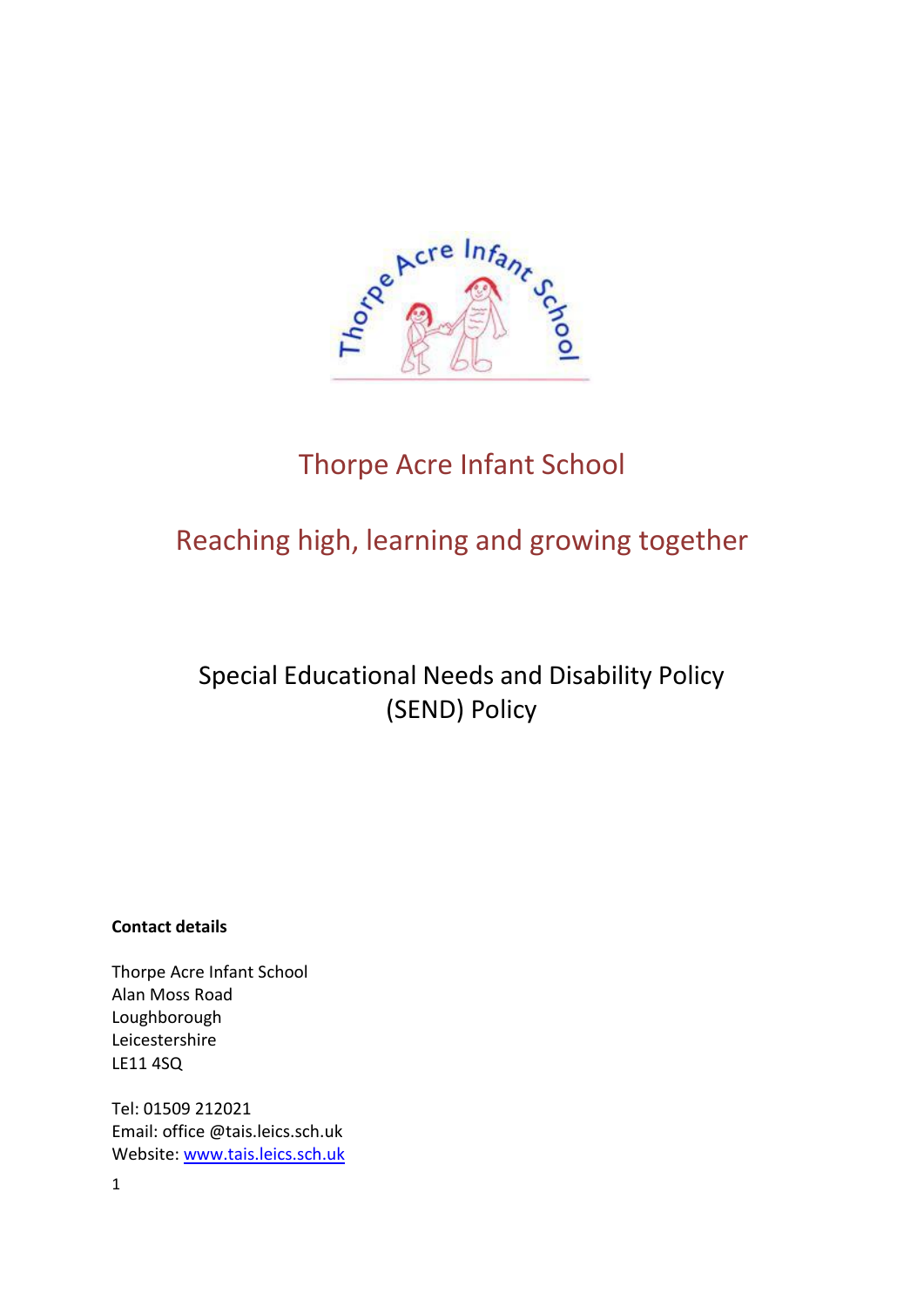# Thorpe Acre Infant School

## Reaching high, learning and growing together

## Special Educational Needs and Disability Policy (SEND) Policy

**Contact details**

Thorpe Acre Infant School
Alan Moss Road
Loughborough
Leicestershire
LE11 4SQ

Tel: 01509 212021
Email: office @tais.leics.sch.uk
Website: www.tais.leics.sch.uk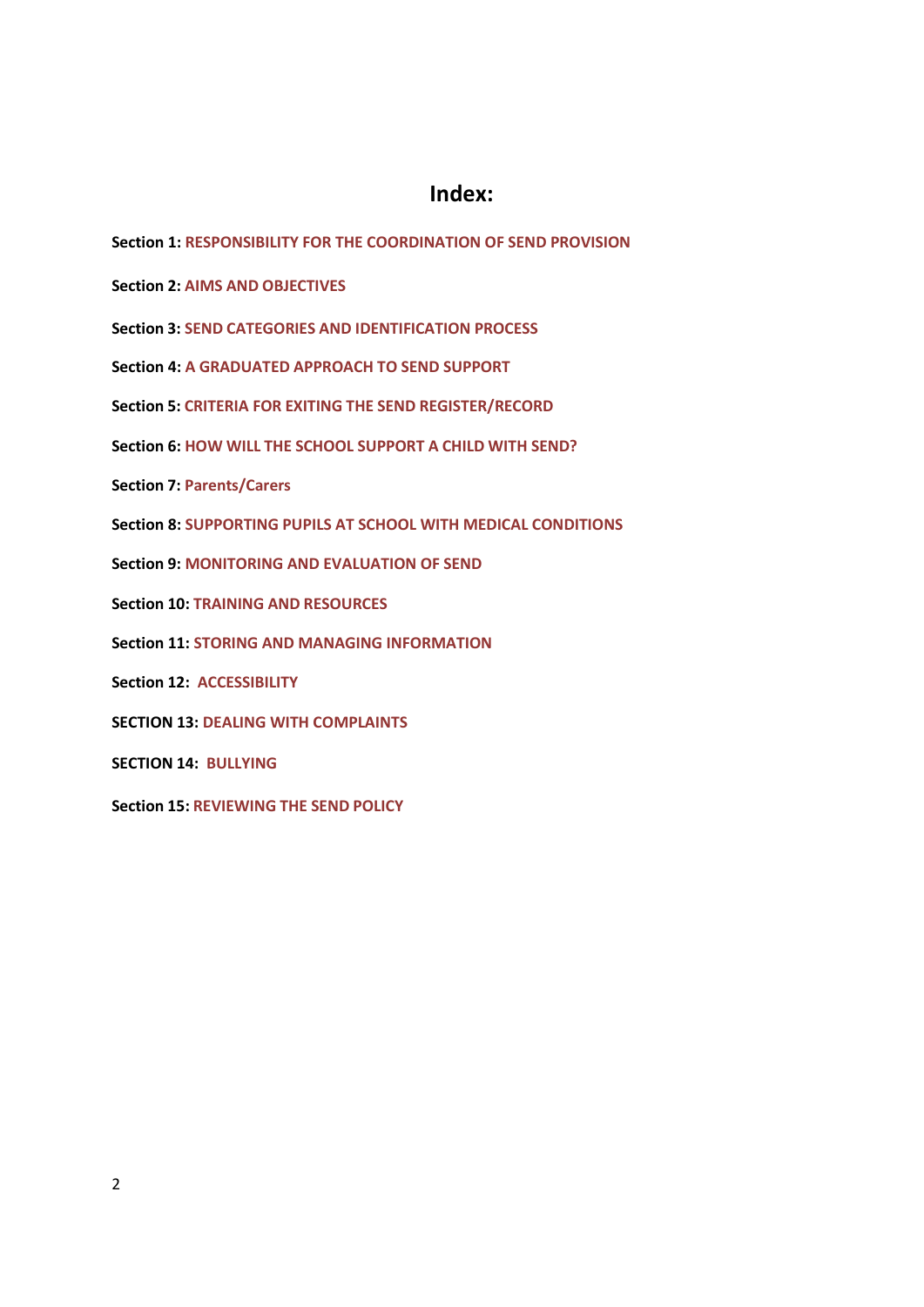# Index:

**Section 1:** **RESPONSIBILITY FOR THE COORDINATION OF SEND PROVISION**

**Section 2:** **AIMS AND OBJECTIVES**

**Section 3:** **SEND CATEGORIES AND IDENTIFICATION PROCESS**

**Section 4:** **A GRADUATED APPROACH TO SEND SUPPORT**

**Section 5:** **CRITERIA FOR EXITING THE SEND REGISTER/RECORD**

**Section 6:** **HOW WILL THE SCHOOL SUPPORT A CHILD WITH SEND?**

**Section 7:** **Parents/Carers**

**Section 8:** **SUPPORTING PUPILS AT SCHOOL WITH MEDICAL CONDITIONS**

**Section 9:** **MONITORING AND EVALUATION OF SEND**

**Section 10:** **TRAINING AND RESOURCES**

**Section 11:** **STORING AND MANAGING INFORMATION**

**Section 12:** **ACCESSIBILITY**

**SECTION 13:** **DEALING WITH COMPLAINTS**

**SECTION 14:** **BULLYING**

**Section 15:** **REVIEWING THE SEND POLICY**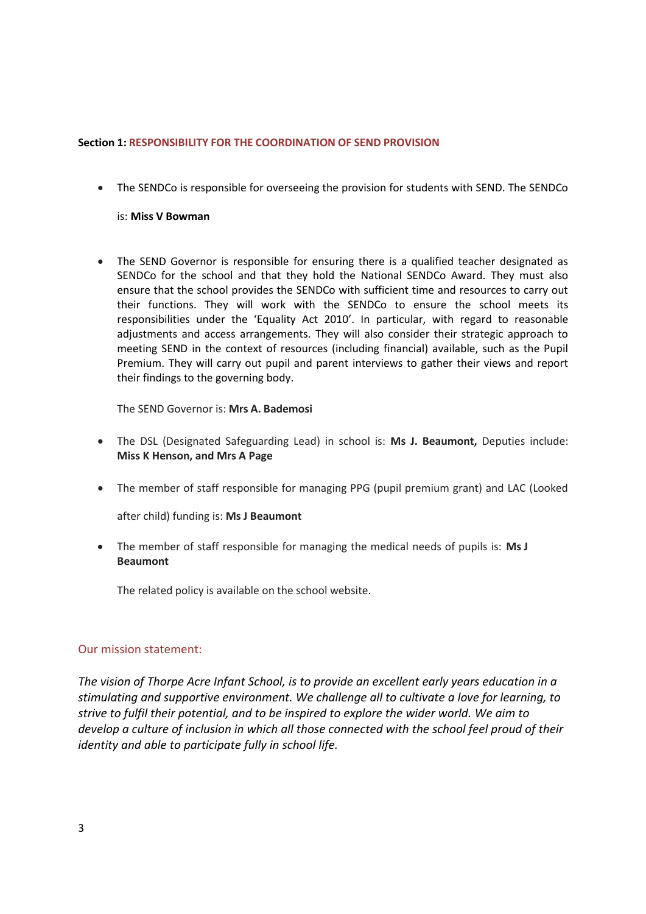**Section 1: RESPONSIBILITY FOR THE COORDINATION OF SEND PROVISION**

- The SENDCo is responsible for overseeing the provision for students with SEND. The SENDCo

  is: **Miss V Bowman**

- The SEND Governor is responsible for ensuring there is a qualified teacher designated as SENDCo for the school and that they hold the National SENDCo Award. They must also ensure that the school provides the SENDCo with sufficient time and resources to carry out their functions. They will work with the SENDCo to ensure the school meets its responsibilities under the 'Equality Act 2010'. In particular, with regard to reasonable adjustments and access arrangements. They will also consider their strategic approach to meeting SEND in the context of resources (including financial) available, such as the Pupil Premium. They will carry out pupil and parent interviews to gather their views and report their findings to the governing body.

  The SEND Governor is: **Mrs A. Bademosi**

- The DSL (Designated Safeguarding Lead) in school is: **Ms J. Beaumont,** Deputies include: **Miss K Henson, and Mrs A Page**

- The member of staff responsible for managing PPG (pupil premium grant) and LAC (Looked

  after child) funding is: **Ms J Beaumont**

- The member of staff responsible for managing the medical needs of pupils is: **Ms J Beaumont**

  The related policy is available on the school website.

## Our mission statement:

*The vision of Thorpe Acre Infant School, is to provide an excellent early years education in a stimulating and supportive environment. We challenge all to cultivate a love for learning, to strive to fulfil their potential, and to be inspired to explore the wider world. We aim to develop a culture of inclusion in which all those connected with the school feel proud of their identity and able to participate fully in school life.*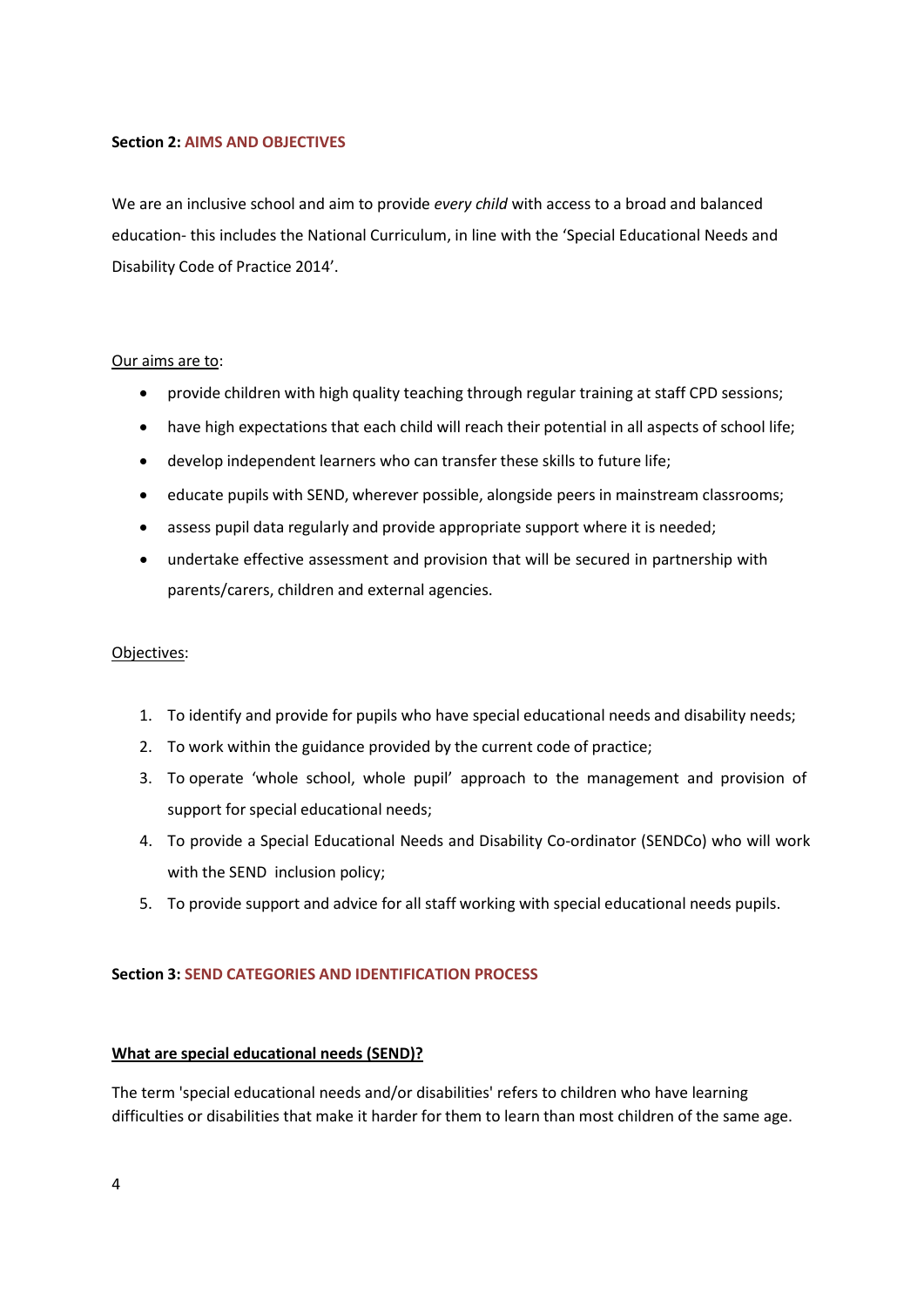**Section 2: AIMS AND OBJECTIVES**

We are an inclusive school and aim to provide *every child* with access to a broad and balanced education- this includes the National Curriculum, in line with the 'Special Educational Needs and Disability Code of Practice 2014'.

Our aims are to:

- provide children with high quality teaching through regular training at staff CPD sessions;
- have high expectations that each child will reach their potential in all aspects of school life;
- develop independent learners who can transfer these skills to future life;
- educate pupils with SEND, wherever possible, alongside peers in mainstream classrooms;
- assess pupil data regularly and provide appropriate support where it is needed;
- undertake effective assessment and provision that will be secured in partnership with parents/carers, children and external agencies.

Objectives:

1. To identify and provide for pupils who have special educational needs and disability needs;
2. To work within the guidance provided by the current code of practice;
3. To operate 'whole school, whole pupil' approach to the management and provision of support for special educational needs;
4. To provide a Special Educational Needs and Disability Co-ordinator (SENDCo) who will work with the SEND inclusion policy;
5. To provide support and advice for all staff working with special educational needs pupils.

**Section 3: SEND CATEGORIES AND IDENTIFICATION PROCESS**

**What are special educational needs (SEND)?**

The term 'special educational needs and/or disabilities' refers to children who have learning difficulties or disabilities that make it harder for them to learn than most children of the same age.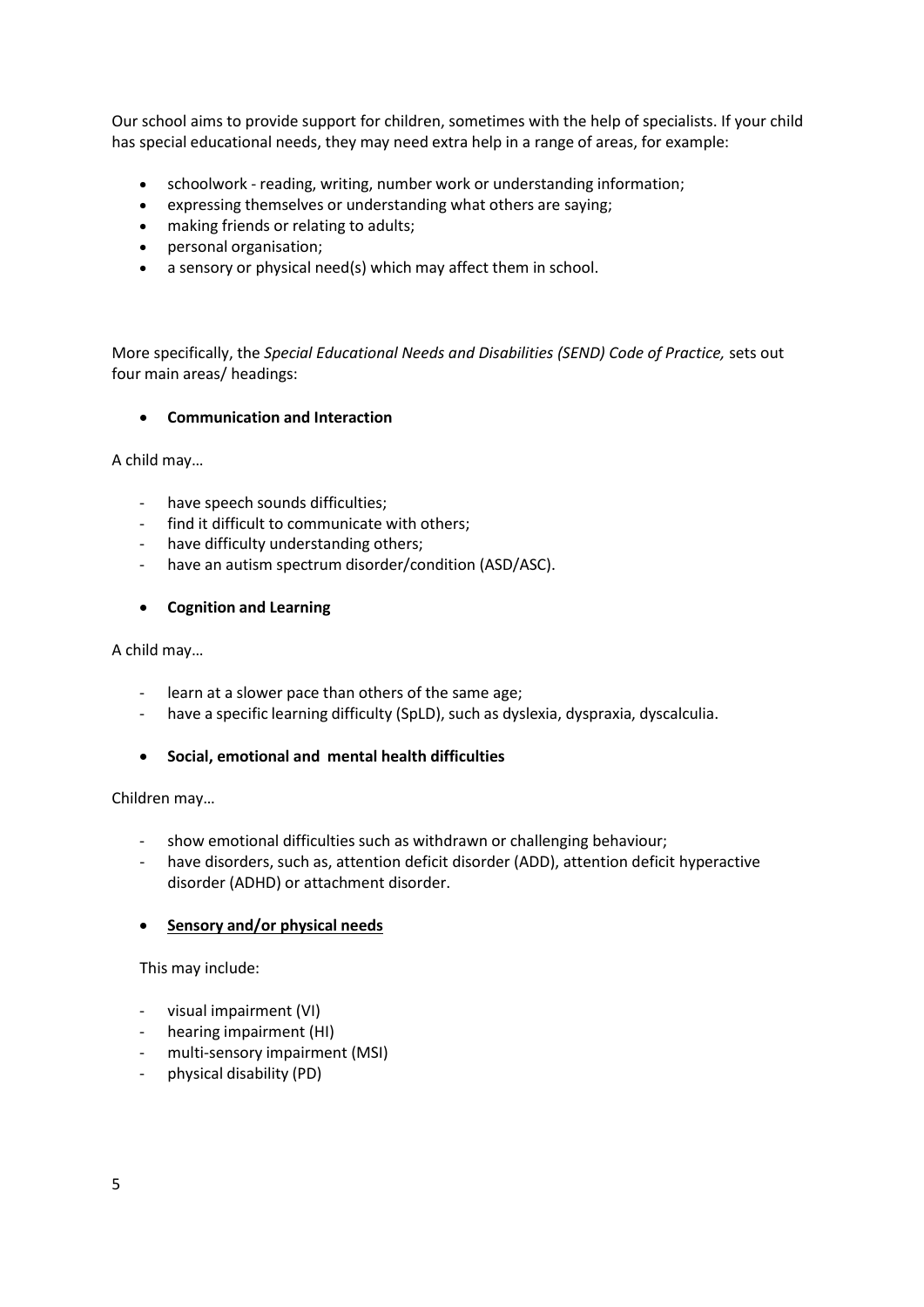Our school aims to provide support for children, sometimes with the help of specialists. If your child has special educational needs, they may need extra help in a range of areas, for example:

- schoolwork - reading, writing, number work or understanding information;
- expressing themselves or understanding what others are saying;
- making friends or relating to adults;
- personal organisation;
- a sensory or physical need(s) which may affect them in school.

More specifically, the *Special Educational Needs and Disabilities (SEND) Code of Practice,* sets out four main areas/ headings:

- **Communication and Interaction**

A child may…

- have speech sounds difficulties;
- find it difficult to communicate with others;
- have difficulty understanding others;
- have an autism spectrum disorder/condition (ASD/ASC).

- **Cognition and Learning**

A child may…

- learn at a slower pace than others of the same age;
- have a specific learning difficulty (SpLD), such as dyslexia, dyspraxia, dyscalculia.

- **Social, emotional and mental health difficulties**

Children may…

- show emotional difficulties such as withdrawn or challenging behaviour;
- have disorders, such as, attention deficit disorder (ADD), attention deficit hyperactive disorder (ADHD) or attachment disorder.

- <u>**Sensory and/or physical needs**</u>

This may include:

- visual impairment (VI)
- hearing impairment (HI)
- multi-sensory impairment (MSI)
- physical disability (PD)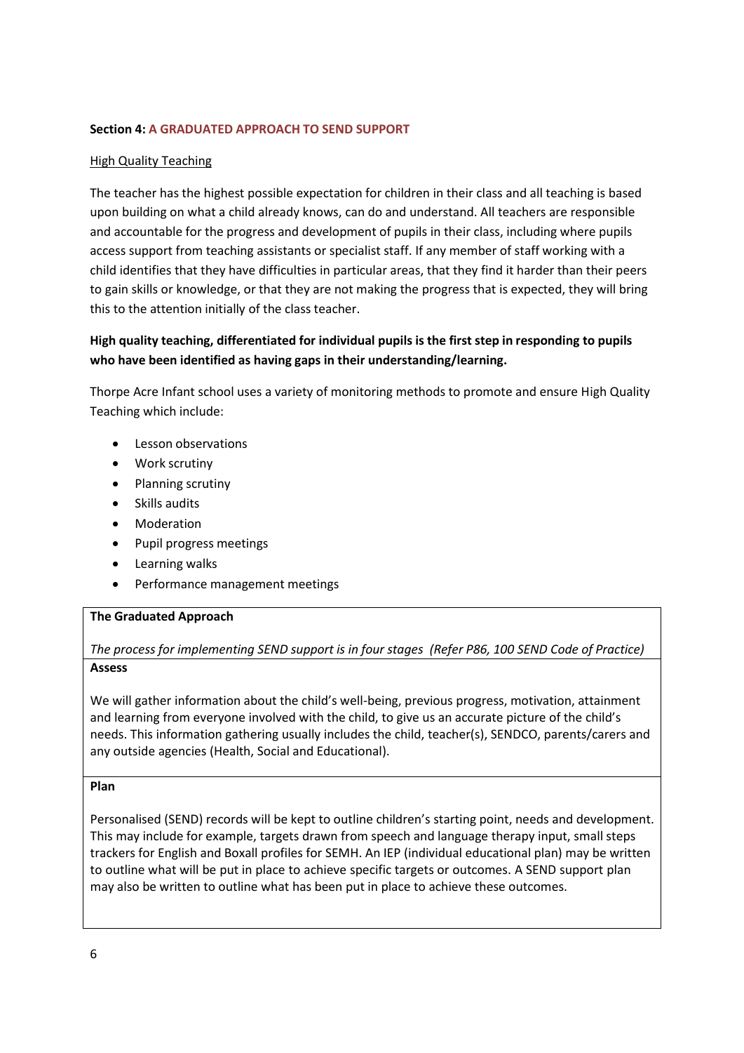## Section 4: A GRADUATED APPROACH TO SEND SUPPORT

High Quality Teaching

The teacher has the highest possible expectation for children in their class and all teaching is based upon building on what a child already knows, can do and understand. All teachers are responsible and accountable for the progress and development of pupils in their class, including where pupils access support from teaching assistants or specialist staff. If any member of staff working with a child identifies that they have difficulties in particular areas, that they find it harder than their peers to gain skills or knowledge, or that they are not making the progress that is expected, they will bring this to the attention initially of the class teacher.

**High quality teaching, differentiated for individual pupils is the first step in responding to pupils who have been identified as having gaps in their understanding/learning.**

Thorpe Acre Infant school uses a variety of monitoring methods to promote and ensure High Quality Teaching which include:

- Lesson observations
- Work scrutiny
- Planning scrutiny
- Skills audits
- Moderation
- Pupil progress meetings
- Learning walks
- Performance management meetings

| **The Graduated Approach**<br><br>*The process for implementing SEND support is in four stages (Refer P86, 100 SEND Code of Practice)* |
|---|
| **Assess**<br><br>We will gather information about the child's well-being, previous progress, motivation, attainment and learning from everyone involved with the child, to give us an accurate picture of the child's needs. This information gathering usually includes the child, teacher(s), SENDCO, parents/carers and any outside agencies (Health, Social and Educational). |
| **Plan**<br><br>Personalised (SEND) records will be kept to outline children's starting point, needs and development. This may include for example, targets drawn from speech and language therapy input, small steps trackers for English and Boxall profiles for SEMH. An IEP (individual educational plan) may be written to outline what will be put in place to achieve specific targets or outcomes. A SEND support plan may also be written to outline what has been put in place to achieve these outcomes. |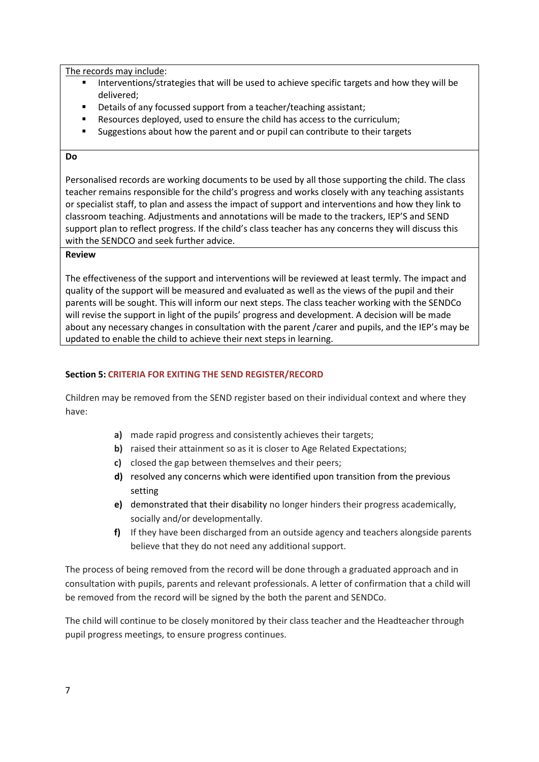<u>The records may include</u>:

- Interventions/strategies that will be used to achieve specific targets and how they will be delivered;
- Details of any focussed support from a teacher/teaching assistant;
- Resources deployed, used to ensure the child has access to the curriculum;
- Suggestions about how the parent and or pupil can contribute to their targets

**Do**

Personalised records are working documents to be used by all those supporting the child. The class teacher remains responsible for the child's progress and works closely with any teaching assistants or specialist staff, to plan and assess the impact of support and interventions and how they link to classroom teaching. Adjustments and annotations will be made to the trackers, IEP'S and SEND support plan to reflect progress. If the child's class teacher has any concerns they will discuss this with the SENDCO and seek further advice.

**Review**

The effectiveness of the support and interventions will be reviewed at least termly. The impact and quality of the support will be measured and evaluated as well as the views of the pupil and their parents will be sought. This will inform our next steps. The class teacher working with the SENDCo will revise the support in light of the pupils' progress and development. A decision will be made about any necessary changes in consultation with the parent /carer and pupils, and the IEP's may be updated to enable the child to achieve their next steps in learning.

## Section 5: CRITERIA FOR EXITING THE SEND REGISTER/RECORD

Children may be removed from the SEND register based on their individual context and where they have:

**a)** made rapid progress and consistently achieves their targets;
**b)** raised their attainment so as it is closer to Age Related Expectations;
**c)** closed the gap between themselves and their peers;
**d)** resolved any concerns which were identified upon transition from the previous setting
**e)** demonstrated that their disability no longer hinders their progress academically, socially and/or developmentally.
**f)** If they have been discharged from an outside agency and teachers alongside parents believe that they do not need any additional support.

The process of being removed from the record will be done through a graduated approach and in consultation with pupils, parents and relevant professionals. A letter of confirmation that a child will be removed from the record will be signed by the both the parent and SENDCo.

The child will continue to be closely monitored by their class teacher and the Headteacher through pupil progress meetings, to ensure progress continues.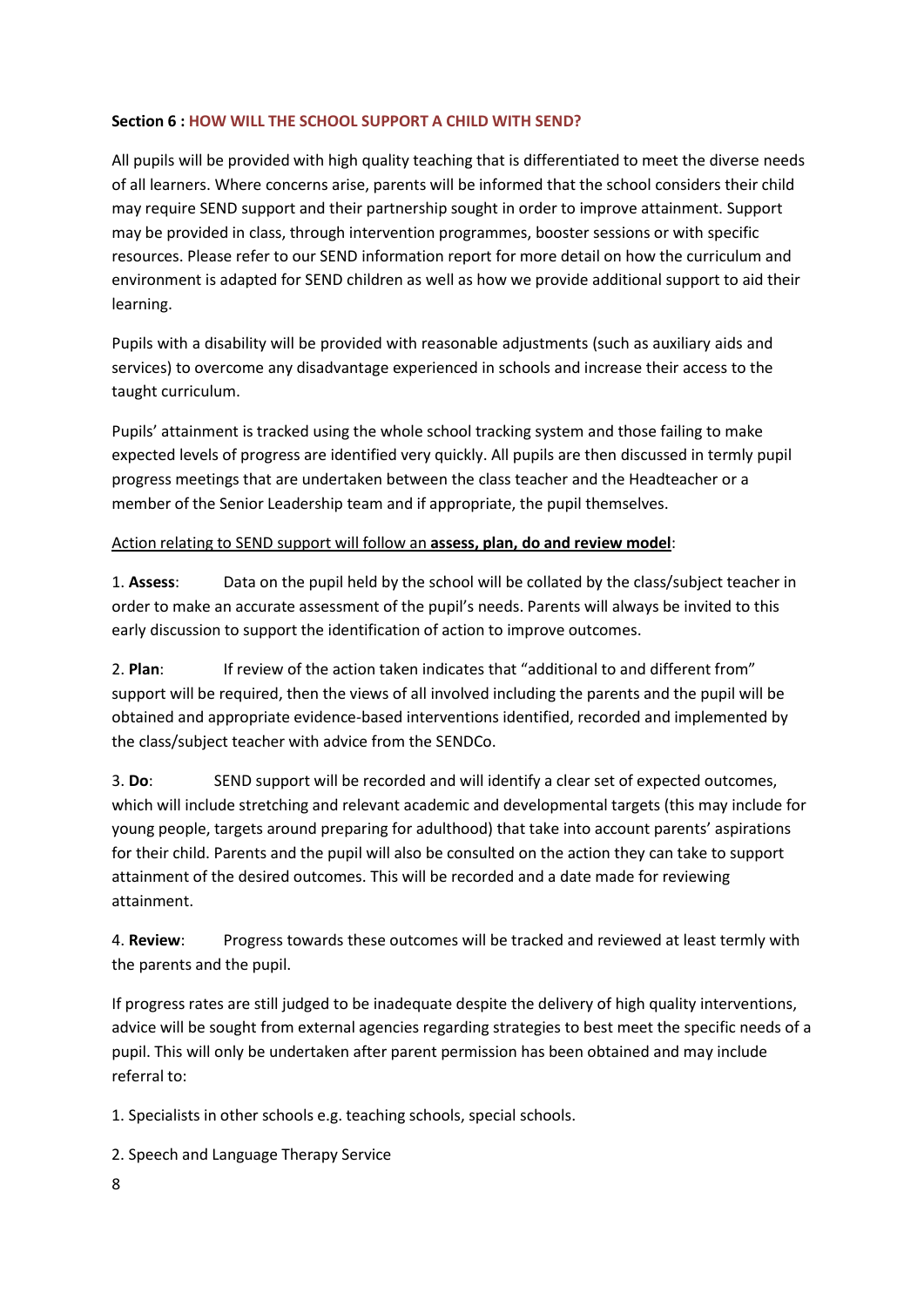**Section 6 : HOW WILL THE SCHOOL SUPPORT A CHILD WITH SEND?**

All pupils will be provided with high quality teaching that is differentiated to meet the diverse needs of all learners. Where concerns arise, parents will be informed that the school considers their child may require SEND support and their partnership sought in order to improve attainment. Support may be provided in class, through intervention programmes, booster sessions or with specific resources. Please refer to our SEND information report for more detail on how the curriculum and environment is adapted for SEND children as well as how we provide additional support to aid their learning.

Pupils with a disability will be provided with reasonable adjustments (such as auxiliary aids and services) to overcome any disadvantage experienced in schools and increase their access to the taught curriculum.

Pupils' attainment is tracked using the whole school tracking system and those failing to make expected levels of progress are identified very quickly. All pupils are then discussed in termly pupil progress meetings that are undertaken between the class teacher and the Headteacher or a member of the Senior Leadership team and if appropriate, the pupil themselves.

<u>Action relating to SEND support will follow an **assess, plan, do and review model**</u>:

1. **Assess**: Data on the pupil held by the school will be collated by the class/subject teacher in order to make an accurate assessment of the pupil's needs. Parents will always be invited to this early discussion to support the identification of action to improve outcomes.

2. **Plan**: If review of the action taken indicates that "additional to and different from" support will be required, then the views of all involved including the parents and the pupil will be obtained and appropriate evidence-based interventions identified, recorded and implemented by the class/subject teacher with advice from the SENDCo.

3. **Do**: SEND support will be recorded and will identify a clear set of expected outcomes, which will include stretching and relevant academic and developmental targets (this may include for young people, targets around preparing for adulthood) that take into account parents' aspirations for their child. Parents and the pupil will also be consulted on the action they can take to support attainment of the desired outcomes. This will be recorded and a date made for reviewing attainment.

4. **Review**: Progress towards these outcomes will be tracked and reviewed at least termly with the parents and the pupil.

If progress rates are still judged to be inadequate despite the delivery of high quality interventions, advice will be sought from external agencies regarding strategies to best meet the specific needs of a pupil. This will only be undertaken after parent permission has been obtained and may include referral to:

1. Specialists in other schools e.g. teaching schools, special schools.

2. Speech and Language Therapy Service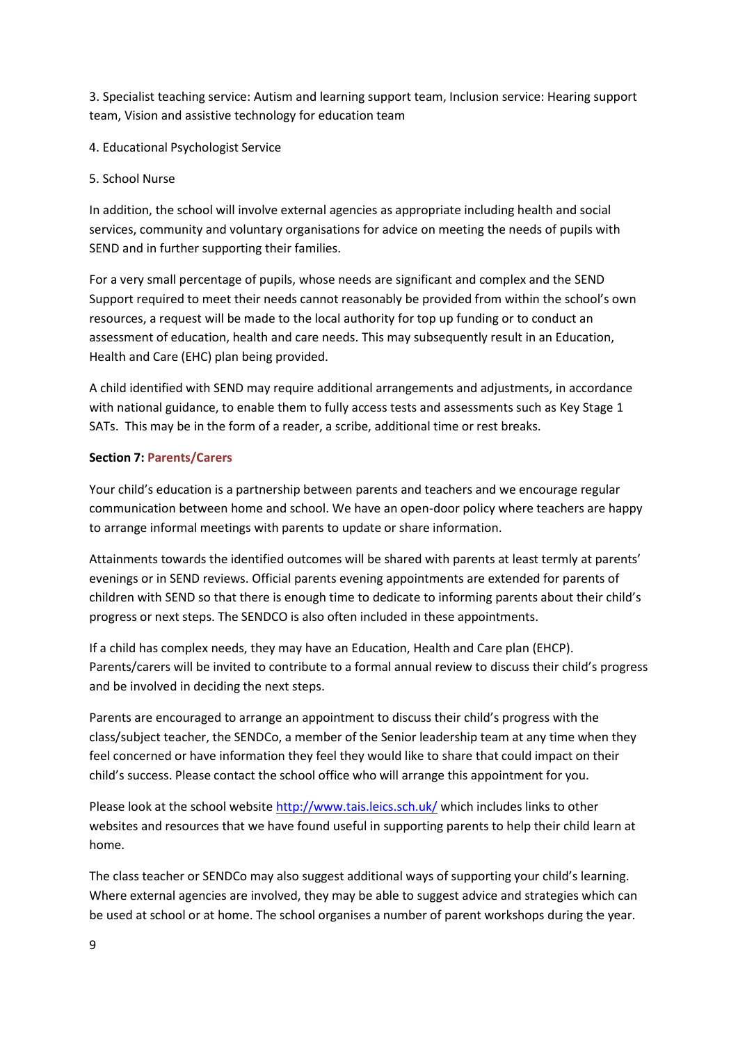3. Specialist teaching service: Autism and learning support team, Inclusion service: Hearing support team, Vision and assistive technology for education team

4. Educational Psychologist Service

5. School Nurse

In addition, the school will involve external agencies as appropriate including health and social services, community and voluntary organisations for advice on meeting the needs of pupils with SEND and in further supporting their families.

For a very small percentage of pupils, whose needs are significant and complex and the SEND Support required to meet their needs cannot reasonably be provided from within the school's own resources, a request will be made to the local authority for top up funding or to conduct an assessment of education, health and care needs. This may subsequently result in an Education, Health and Care (EHC) plan being provided.

A child identified with SEND may require additional arrangements and adjustments, in accordance with national guidance, to enable them to fully access tests and assessments such as Key Stage 1 SATs. This may be in the form of a reader, a scribe, additional time or rest breaks.

**Section 7: Parents/Carers**

Your child's education is a partnership between parents and teachers and we encourage regular communication between home and school. We have an open-door policy where teachers are happy to arrange informal meetings with parents to update or share information.

Attainments towards the identified outcomes will be shared with parents at least termly at parents' evenings or in SEND reviews. Official parents evening appointments are extended for parents of children with SEND so that there is enough time to dedicate to informing parents about their child's progress or next steps. The SENDCO is also often included in these appointments.

If a child has complex needs, they may have an Education, Health and Care plan (EHCP). Parents/carers will be invited to contribute to a formal annual review to discuss their child's progress and be involved in deciding the next steps.

Parents are encouraged to arrange an appointment to discuss their child's progress with the class/subject teacher, the SENDCo, a member of the Senior leadership team at any time when they feel concerned or have information they feel they would like to share that could impact on their child's success. Please contact the school office who will arrange this appointment for you.

Please look at the school website [http://www.tais.leics.sch.uk/](http://www.tais.leics.sch.uk/) which includes links to other websites and resources that we have found useful in supporting parents to help their child learn at home.

The class teacher or SENDCo may also suggest additional ways of supporting your child's learning. Where external agencies are involved, they may be able to suggest advice and strategies which can be used at school or at home. The school organises a number of parent workshops during the year.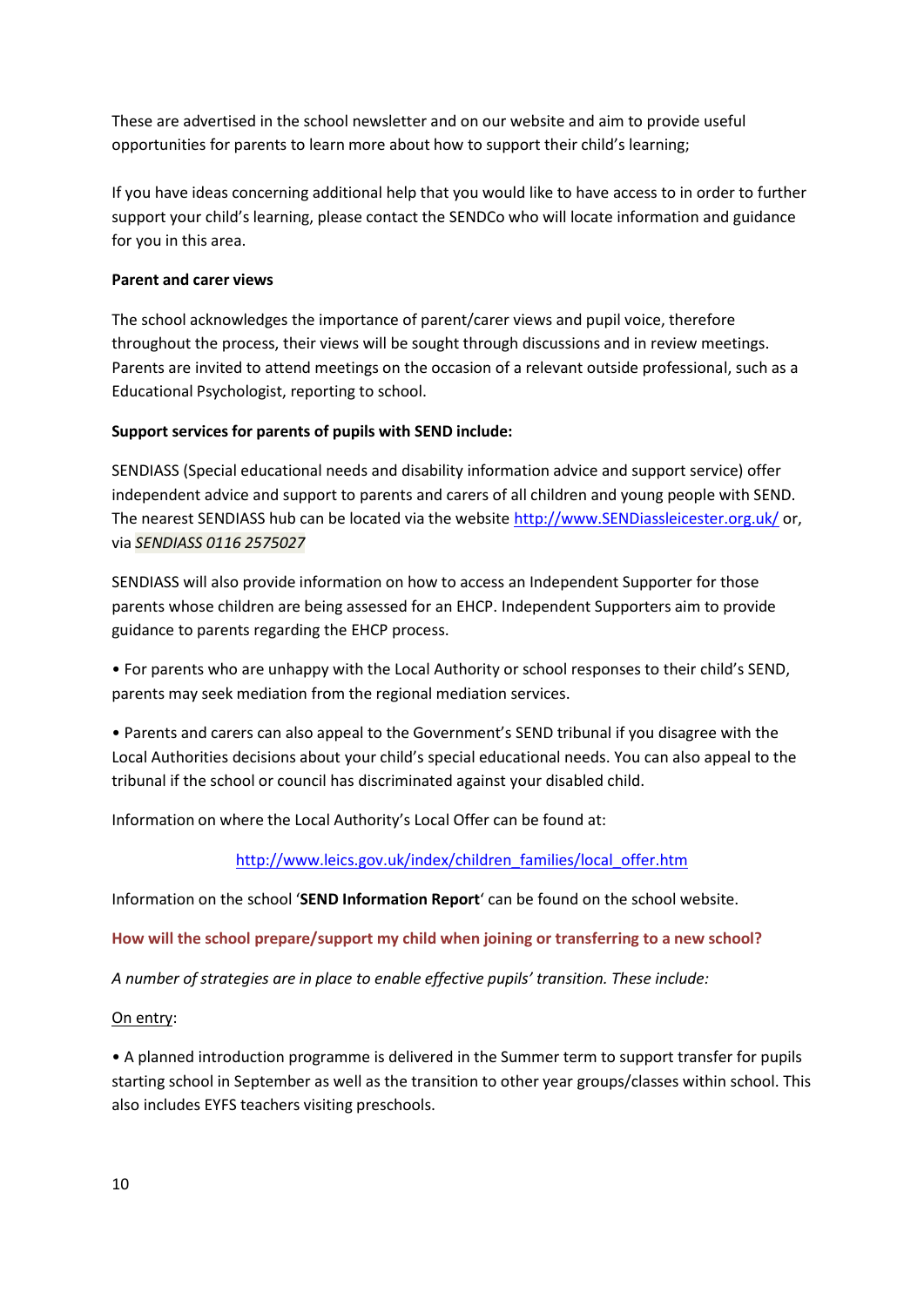These are advertised in the school newsletter and on our website and aim to provide useful opportunities for parents to learn more about how to support their child's learning;

If you have ideas concerning additional help that you would like to have access to in order to further support your child's learning, please contact the SENDCo who will locate information and guidance for you in this area.

**Parent and carer views**

The school acknowledges the importance of parent/carer views and pupil voice, therefore throughout the process, their views will be sought through discussions and in review meetings. Parents are invited to attend meetings on the occasion of a relevant outside professional, such as a Educational Psychologist, reporting to school.

**Support services for parents of pupils with SEND include:**

SENDIASS (Special educational needs and disability information advice and support service) offer independent advice and support to parents and carers of all children and young people with SEND. The nearest SENDIASS hub can be located via the website [http://www.SENDiassleicester.org.uk/](http://www.SENDiassleicester.org.uk/) or, via *SENDIASS 0116 2575027*

SENDIASS will also provide information on how to access an Independent Supporter for those parents whose children are being assessed for an EHCP. Independent Supporters aim to provide guidance to parents regarding the EHCP process.

• For parents who are unhappy with the Local Authority or school responses to their child's SEND, parents may seek mediation from the regional mediation services.

• Parents and carers can also appeal to the Government's SEND tribunal if you disagree with the Local Authorities decisions about your child's special educational needs. You can also appeal to the tribunal if the school or council has discriminated against your disabled child.

Information on where the Local Authority's Local Offer can be found at:

[http://www.leics.gov.uk/index/children_families/local_offer.htm](http://www.leics.gov.uk/index/children_families/local_offer.htm)

Information on the school '**SEND Information Report**' can be found on the school website.

### How will the school prepare/support my child when joining or transferring to a new school?

*A number of strategies are in place to enable effective pupils' transition. These include:*

On entry:

• A planned introduction programme is delivered in the Summer term to support transfer for pupils starting school in September as well as the transition to other year groups/classes within school. This also includes EYFS teachers visiting preschools.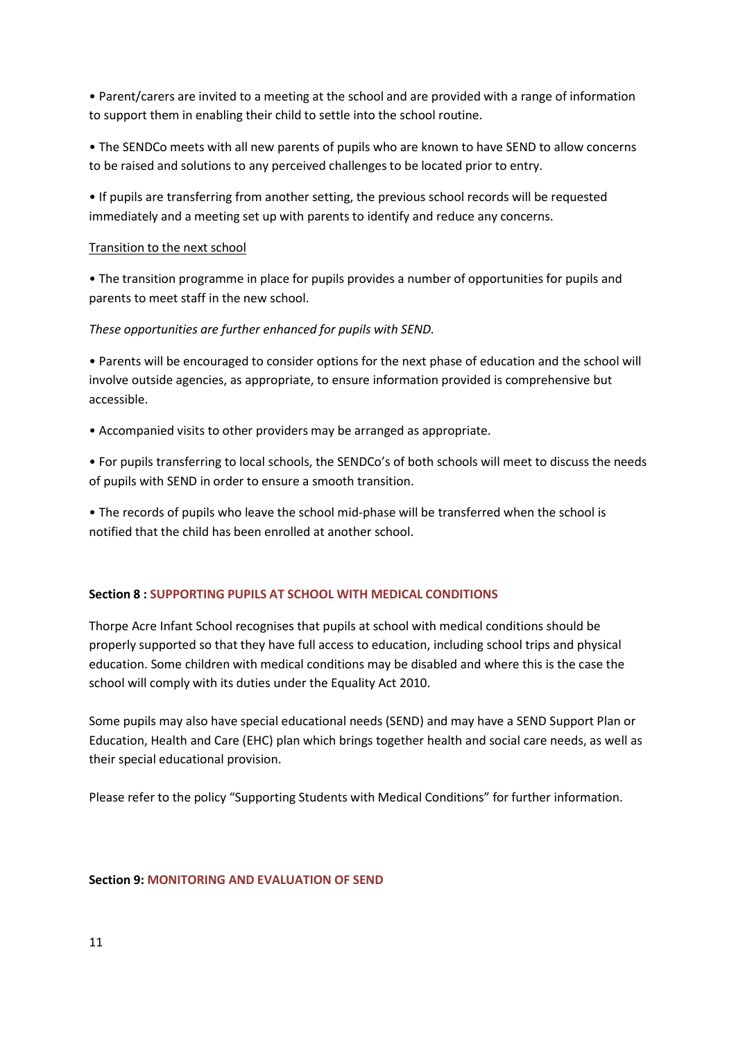- Parent/carers are invited to a meeting at the school and are provided with a range of information to support them in enabling their child to settle into the school routine.

- The SENDCo meets with all new parents of pupils who are known to have SEND to allow concerns to be raised and solutions to any perceived challenges to be located prior to entry.

- If pupils are transferring from another setting, the previous school records will be requested immediately and a meeting set up with parents to identify and reduce any concerns.

<u>Transition to the next school</u>

- The transition programme in place for pupils provides a number of opportunities for pupils and parents to meet staff in the new school.

*These opportunities are further enhanced for pupils with SEND.*

- Parents will be encouraged to consider options for the next phase of education and the school will involve outside agencies, as appropriate, to ensure information provided is comprehensive but accessible.

- Accompanied visits to other providers may be arranged as appropriate.

- For pupils transferring to local schools, the SENDCo's of both schools will meet to discuss the needs of pupils with SEND in order to ensure a smooth transition.

- The records of pupils who leave the school mid-phase will be transferred when the school is notified that the child has been enrolled at another school.

## Section 8 : SUPPORTING PUPILS AT SCHOOL WITH MEDICAL CONDITIONS

Thorpe Acre Infant School recognises that pupils at school with medical conditions should be properly supported so that they have full access to education, including school trips and physical education. Some children with medical conditions may be disabled and where this is the case the school will comply with its duties under the Equality Act 2010.

Some pupils may also have special educational needs (SEND) and may have a SEND Support Plan or Education, Health and Care (EHC) plan which brings together health and social care needs, as well as their special educational provision.

Please refer to the policy "Supporting Students with Medical Conditions" for further information.

## Section 9: MONITORING AND EVALUATION OF SEND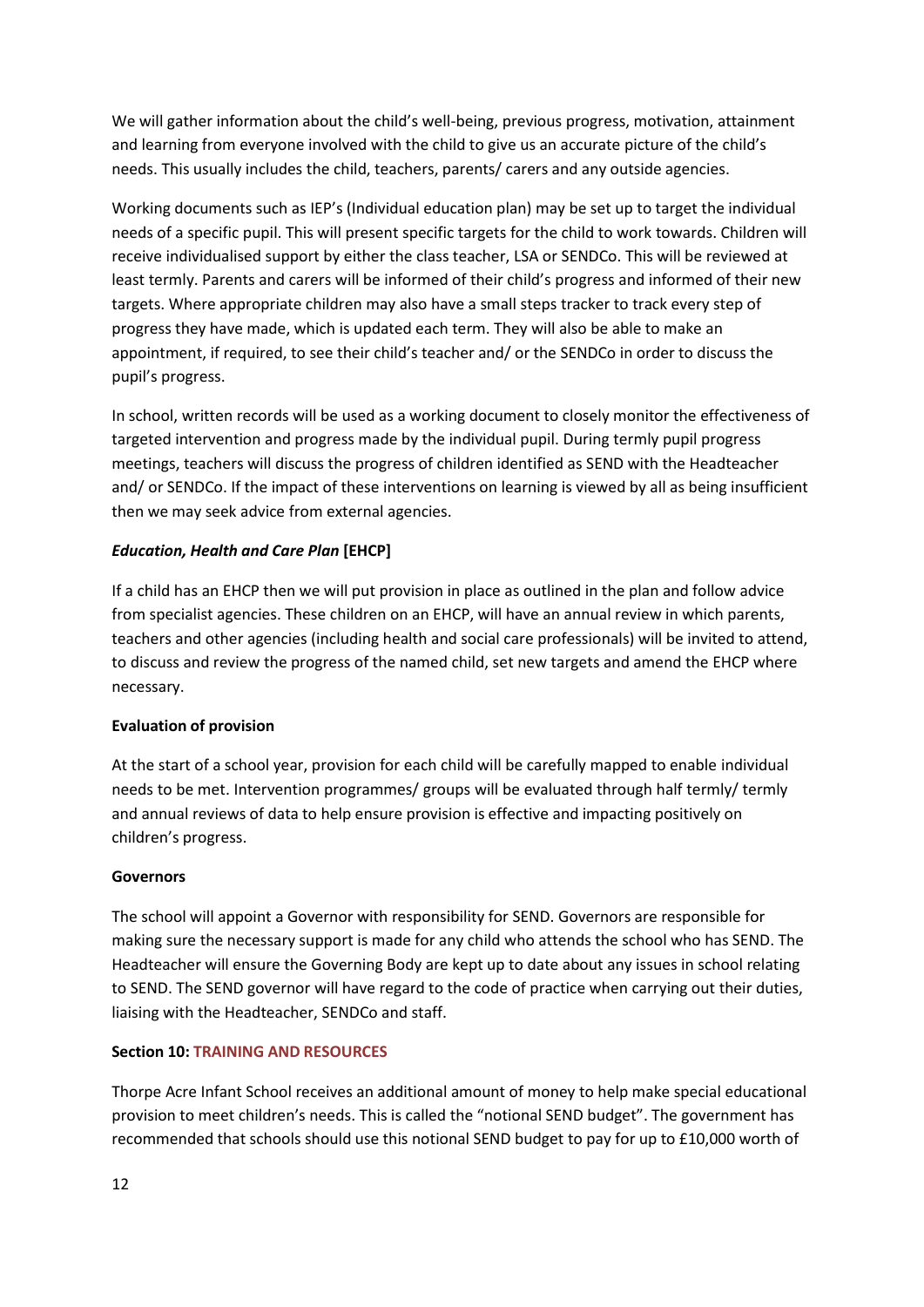We will gather information about the child's well-being, previous progress, motivation, attainment and learning from everyone involved with the child to give us an accurate picture of the child's needs. This usually includes the child, teachers, parents/ carers and any outside agencies.

Working documents such as IEP's (Individual education plan) may be set up to target the individual needs of a specific pupil. This will present specific targets for the child to work towards. Children will receive individualised support by either the class teacher, LSA or SENDCo. This will be reviewed at least termly. Parents and carers will be informed of their child's progress and informed of their new targets. Where appropriate children may also have a small steps tracker to track every step of progress they have made, which is updated each term. They will also be able to make an appointment, if required, to see their child's teacher and/ or the SENDCo in order to discuss the pupil's progress.

In school, written records will be used as a working document to closely monitor the effectiveness of targeted intervention and progress made by the individual pupil. During termly pupil progress meetings, teachers will discuss the progress of children identified as SEND with the Headteacher and/ or SENDCo. If the impact of these interventions on learning is viewed by all as being insufficient then we may seek advice from external agencies.

***Education, Health and Care Plan* [EHCP]**

If a child has an EHCP then we will put provision in place as outlined in the plan and follow advice from specialist agencies. These children on an EHCP, will have an annual review in which parents, teachers and other agencies (including health and social care professionals) will be invited to attend, to discuss and review the progress of the named child, set new targets and amend the EHCP where necessary.

**Evaluation of provision**

At the start of a school year, provision for each child will be carefully mapped to enable individual needs to be met. Intervention programmes/ groups will be evaluated through half termly/ termly and annual reviews of data to help ensure provision is effective and impacting positively on children's progress.

**Governors**

The school will appoint a Governor with responsibility for SEND. Governors are responsible for making sure the necessary support is made for any child who attends the school who has SEND. The Headteacher will ensure the Governing Body are kept up to date about any issues in school relating to SEND. The SEND governor will have regard to the code of practice when carrying out their duties, liaising with the Headteacher, SENDCo and staff.

**Section 10: TRAINING AND RESOURCES**

Thorpe Acre Infant School receives an additional amount of money to help make special educational provision to meet children's needs. This is called the "notional SEND budget". The government has recommended that schools should use this notional SEND budget to pay for up to £10,000 worth of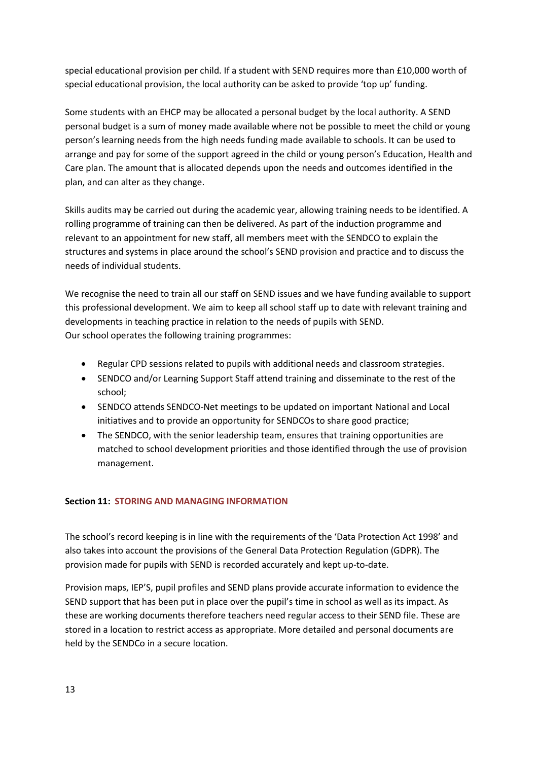special educational provision per child. If a student with SEND requires more than £10,000 worth of special educational provision, the local authority can be asked to provide 'top up' funding.

Some students with an EHCP may be allocated a personal budget by the local authority. A SEND personal budget is a sum of money made available where not be possible to meet the child or young person's learning needs from the high needs funding made available to schools. It can be used to arrange and pay for some of the support agreed in the child or young person's Education, Health and Care plan. The amount that is allocated depends upon the needs and outcomes identified in the plan, and can alter as they change.

Skills audits may be carried out during the academic year, allowing training needs to be identified. A rolling programme of training can then be delivered. As part of the induction programme and relevant to an appointment for new staff, all members meet with the SENDCO to explain the structures and systems in place around the school's SEND provision and practice and to discuss the needs of individual students.

We recognise the need to train all our staff on SEND issues and we have funding available to support this professional development. We aim to keep all school staff up to date with relevant training and developments in teaching practice in relation to the needs of pupils with SEND.
Our school operates the following training programmes:

- Regular CPD sessions related to pupils with additional needs and classroom strategies.
- SENDCO and/or Learning Support Staff attend training and disseminate to the rest of the school;
- SENDCO attends SENDCO-Net meetings to be updated on important National and Local initiatives and to provide an opportunity for SENDCOs to share good practice;
- The SENDCO, with the senior leadership team, ensures that training opportunities are matched to school development priorities and those identified through the use of provision management.

## Section 11: STORING AND MANAGING INFORMATION

The school's record keeping is in line with the requirements of the 'Data Protection Act 1998' and also takes into account the provisions of the General Data Protection Regulation (GDPR). The provision made for pupils with SEND is recorded accurately and kept up-to-date.

Provision maps, IEP'S, pupil profiles and SEND plans provide accurate information to evidence the SEND support that has been put in place over the pupil's time in school as well as its impact. As these are working documents therefore teachers need regular access to their SEND file. These are stored in a location to restrict access as appropriate. More detailed and personal documents are held by the SENDCo in a secure location.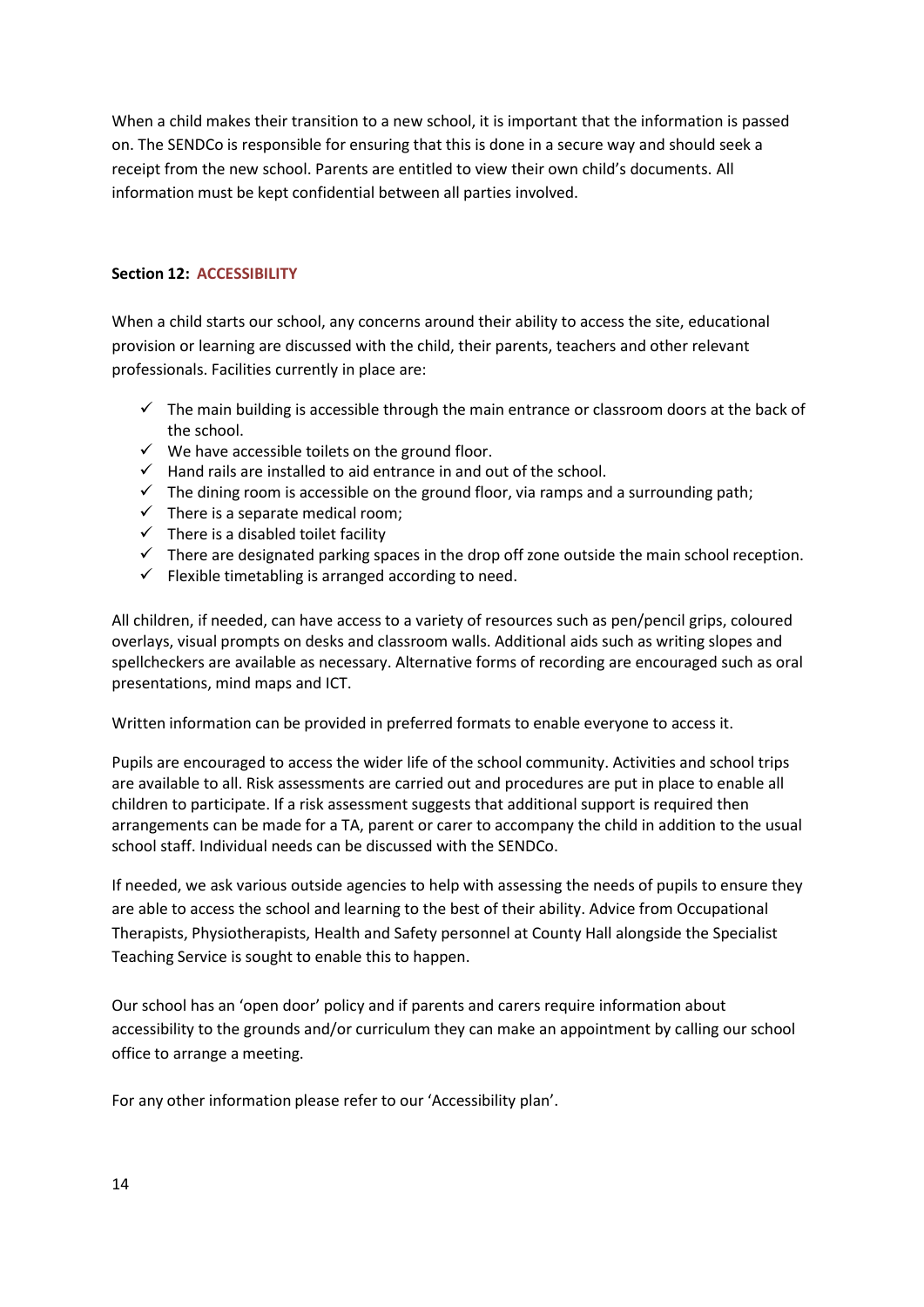When a child makes their transition to a new school, it is important that the information is passed on. The SENDCo is responsible for ensuring that this is done in a secure way and should seek a receipt from the new school. Parents are entitled to view their own child's documents. All information must be kept confidential between all parties involved.

**Section 12: ACCESSIBILITY**

When a child starts our school, any concerns around their ability to access the site, educational provision or learning are discussed with the child, their parents, teachers and other relevant professionals. Facilities currently in place are:

- ✓ The main building is accessible through the main entrance or classroom doors at the back of the school.
- ✓ We have accessible toilets on the ground floor.
- ✓ Hand rails are installed to aid entrance in and out of the school.
- ✓ The dining room is accessible on the ground floor, via ramps and a surrounding path;
- ✓ There is a separate medical room;
- ✓ There is a disabled toilet facility
- ✓ There are designated parking spaces in the drop off zone outside the main school reception.
- ✓ Flexible timetabling is arranged according to need.

All children, if needed, can have access to a variety of resources such as pen/pencil grips, coloured overlays, visual prompts on desks and classroom walls. Additional aids such as writing slopes and spellcheckers are available as necessary. Alternative forms of recording are encouraged such as oral presentations, mind maps and ICT.

Written information can be provided in preferred formats to enable everyone to access it.

Pupils are encouraged to access the wider life of the school community. Activities and school trips are available to all. Risk assessments are carried out and procedures are put in place to enable all children to participate. If a risk assessment suggests that additional support is required then arrangements can be made for a TA, parent or carer to accompany the child in addition to the usual school staff. Individual needs can be discussed with the SENDCo.

If needed, we ask various outside agencies to help with assessing the needs of pupils to ensure they are able to access the school and learning to the best of their ability. Advice from Occupational Therapists, Physiotherapists, Health and Safety personnel at County Hall alongside the Specialist Teaching Service is sought to enable this to happen.

Our school has an 'open door' policy and if parents and carers require information about accessibility to the grounds and/or curriculum they can make an appointment by calling our school office to arrange a meeting.

For any other information please refer to our 'Accessibility plan'.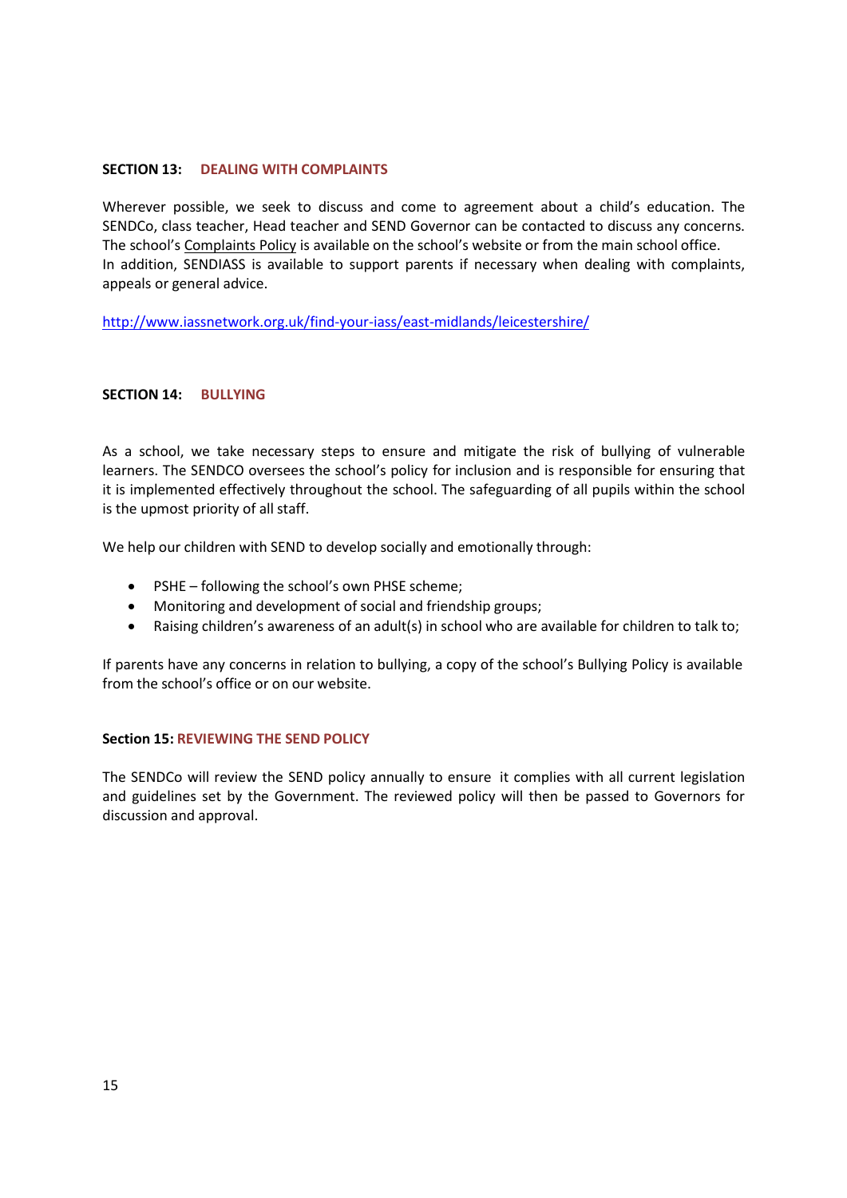## SECTION 13: DEALING WITH COMPLAINTS

Wherever possible, we seek to discuss and come to agreement about a child's education. The SENDCo, class teacher, Head teacher and SEND Governor can be contacted to discuss any concerns. The school's Complaints Policy is available on the school's website or from the main school office. In addition, SENDIASS is available to support parents if necessary when dealing with complaints, appeals or general advice.

http://www.iassnetwork.org.uk/find-your-iass/east-midlands/leicestershire/

## SECTION 14: BULLYING

As a school, we take necessary steps to ensure and mitigate the risk of bullying of vulnerable learners. The SENDCO oversees the school's policy for inclusion and is responsible for ensuring that it is implemented effectively throughout the school. The safeguarding of all pupils within the school is the upmost priority of all staff.

We help our children with SEND to develop socially and emotionally through:

- PSHE – following the school's own PHSE scheme;
- Monitoring and development of social and friendship groups;
- Raising children's awareness of an adult(s) in school who are available for children to talk to;

If parents have any concerns in relation to bullying, a copy of the school's Bullying Policy is available from the school's office or on our website.

## Section 15: REVIEWING THE SEND POLICY

The SENDCo will review the SEND policy annually to ensure it complies with all current legislation and guidelines set by the Government. The reviewed policy will then be passed to Governors for discussion and approval.